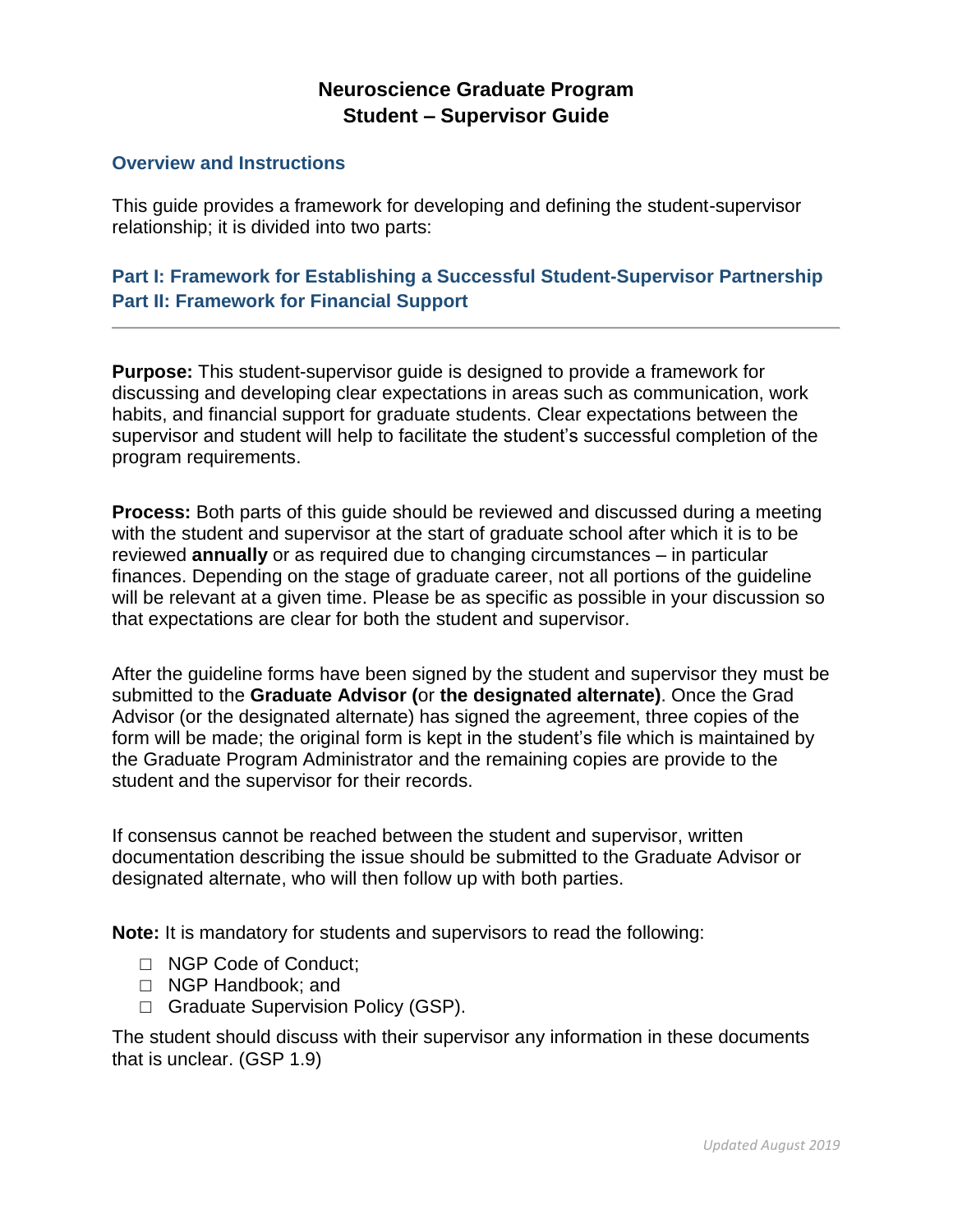# Neuroscience Graduate Program
# Student – Supervisor Guide

## Overview and Instructions

This guide provides a framework for developing and defining the student-supervisor relationship; it is divided into two parts:

**Part I: Framework for Establishing a Successful Student-Supervisor Partnership**
**Part II: Framework for Financial Support**

---

**Purpose:** This student-supervisor guide is designed to provide a framework for discussing and developing clear expectations in areas such as communication, work habits, and financial support for graduate students. Clear expectations between the supervisor and student will help to facilitate the student's successful completion of the program requirements.

**Process:** Both parts of this guide should be reviewed and discussed during a meeting with the student and supervisor at the start of graduate school after which it is to be reviewed **annually** or as required due to changing circumstances – in particular finances. Depending on the stage of graduate career, not all portions of the guideline will be relevant at a given time. Please be as specific as possible in your discussion so that expectations are clear for both the student and supervisor.

After the guideline forms have been signed by the student and supervisor they must be submitted to the **Graduate Advisor (**or **the designated alternate)**. Once the Grad Advisor (or the designated alternate) has signed the agreement, three copies of the form will be made; the original form is kept in the student's file which is maintained by the Graduate Program Administrator and the remaining copies are provide to the student and the supervisor for their records.

If consensus cannot be reached between the student and supervisor, written documentation describing the issue should be submitted to the Graduate Advisor or designated alternate, who will then follow up with both parties.

**Note:** It is mandatory for students and supervisors to read the following:

- ☐ NGP Code of Conduct;
- ☐ NGP Handbook; and
- ☐ Graduate Supervision Policy (GSP).

The student should discuss with their supervisor any information in these documents that is unclear. (GSP 1.9)

*Updated August 2019*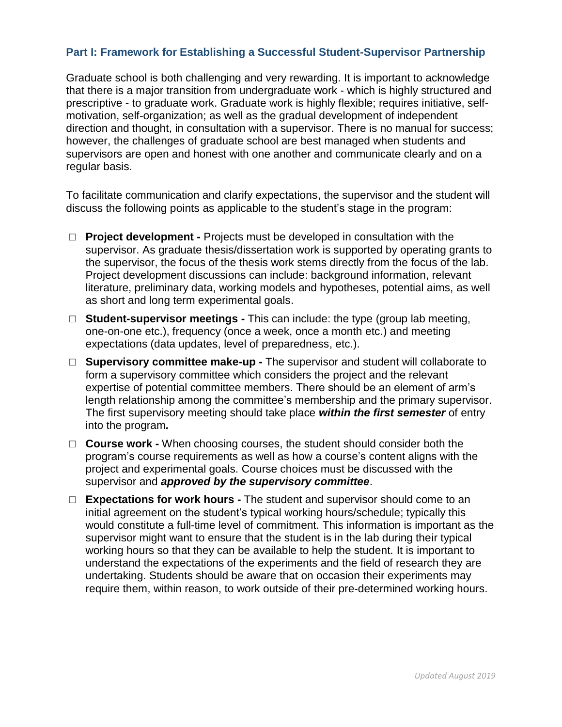## Part I: Framework for Establishing a Successful Student-Supervisor Partnership

Graduate school is both challenging and very rewarding. It is important to acknowledge that there is a major transition from undergraduate work - which is highly structured and prescriptive - to graduate work. Graduate work is highly flexible; requires initiative, self-motivation, self-organization; as well as the gradual development of independent direction and thought, in consultation with a supervisor. There is no manual for success; however, the challenges of graduate school are best managed when students and supervisors are open and honest with one another and communicate clearly and on a regular basis.

To facilitate communication and clarify expectations, the supervisor and the student will discuss the following points as applicable to the student's stage in the program:

- ☐ **Project development -** Projects must be developed in consultation with the supervisor. As graduate thesis/dissertation work is supported by operating grants to the supervisor, the focus of the thesis work stems directly from the focus of the lab. Project development discussions can include: background information, relevant literature, preliminary data, working models and hypotheses, potential aims, as well as short and long term experimental goals.
- ☐ **Student-supervisor meetings -** This can include: the type (group lab meeting, one-on-one etc.), frequency (once a week, once a month etc.) and meeting expectations (data updates, level of preparedness, etc.).
- ☐ **Supervisory committee make-up -** The supervisor and student will collaborate to form a supervisory committee which considers the project and the relevant expertise of potential committee members. There should be an element of arm's length relationship among the committee's membership and the primary supervisor. The first supervisory meeting should take place ***within the first semester*** of entry into the program***.***
- ☐ **Course work -** When choosing courses, the student should consider both the program's course requirements as well as how a course's content aligns with the project and experimental goals. Course choices must be discussed with the supervisor and ***approved by the supervisory committee***.
- ☐ **Expectations for work hours -** The student and supervisor should come to an initial agreement on the student's typical working hours/schedule; typically this would constitute a full-time level of commitment. This information is important as the supervisor might want to ensure that the student is in the lab during their typical working hours so that they can be available to help the student. It is important to understand the expectations of the experiments and the field of research they are undertaking. Students should be aware that on occasion their experiments may require them, within reason, to work outside of their pre-determined working hours.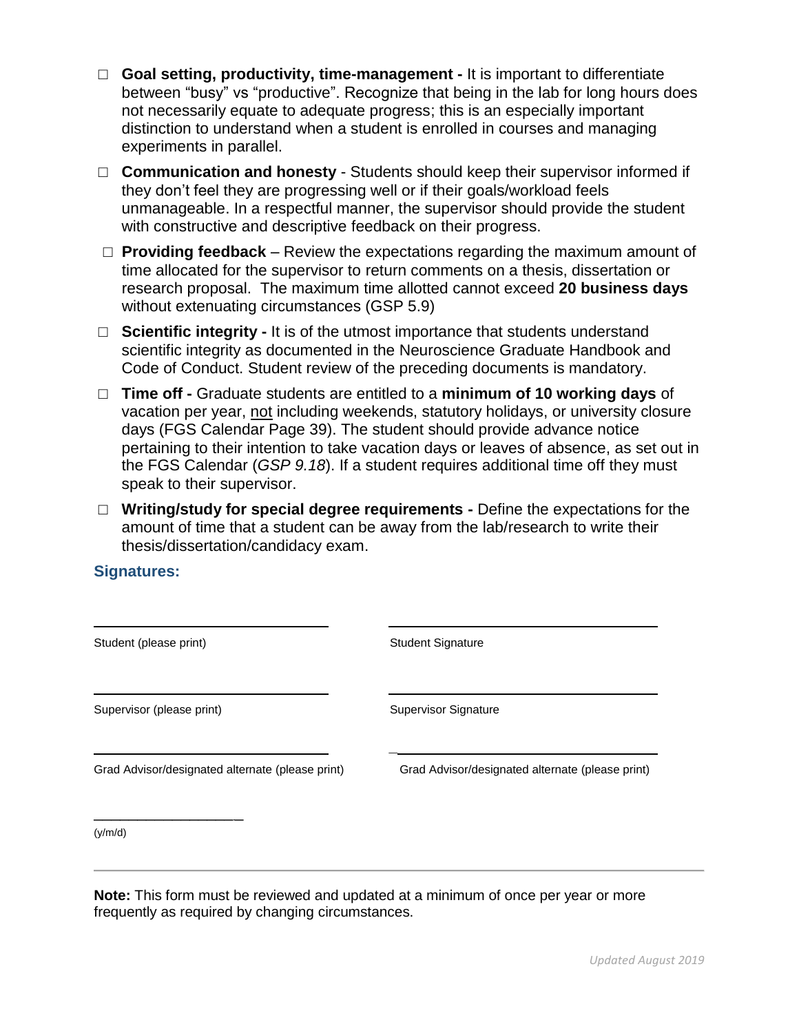- ☐ **Goal setting, productivity, time-management -** It is important to differentiate between "busy" vs "productive". Recognize that being in the lab for long hours does not necessarily equate to adequate progress; this is an especially important distinction to understand when a student is enrolled in courses and managing experiments in parallel.
- ☐ **Communication and honesty** - Students should keep their supervisor informed if they don't feel they are progressing well or if their goals/workload feels unmanageable. In a respectful manner, the supervisor should provide the student with constructive and descriptive feedback on their progress.
- ☐ **Providing feedback** – Review the expectations regarding the maximum amount of time allocated for the supervisor to return comments on a thesis, dissertation or research proposal. The maximum time allotted cannot exceed **20 business days** without extenuating circumstances (GSP 5.9)
- ☐ **Scientific integrity -** It is of the utmost importance that students understand scientific integrity as documented in the Neuroscience Graduate Handbook and Code of Conduct. Student review of the preceding documents is mandatory.
- ☐ **Time off -** Graduate students are entitled to a **minimum of 10 working days** of vacation per year, <u>not</u> including weekends, statutory holidays, or university closure days (FGS Calendar Page 39). The student should provide advance notice pertaining to their intention to take vacation days or leaves of absence, as set out in the FGS Calendar (*GSP 9.18*). If a student requires additional time off they must speak to their supervisor.
- ☐ **Writing/study for special degree requirements -** Define the expectations for the amount of time that a student can be away from the lab/research to write their thesis/dissertation/candidacy exam.

### Signatures:

| | |
|---|---|
| ______________________________ | ______________________________ |
| Student (please print) | Student Signature |
| ______________________________ | ______________________________ |
| Supervisor (please print) | Supervisor Signature |
| ______________________________ | ______________________________ |
| Grad Advisor/designated alternate (please print) | Grad Advisor/designated alternate (please print) |

____________________

(y/m/d)

---

**Note:** This form must be reviewed and updated at a minimum of once per year or more frequently as required by changing circumstances.

*Updated August 2019*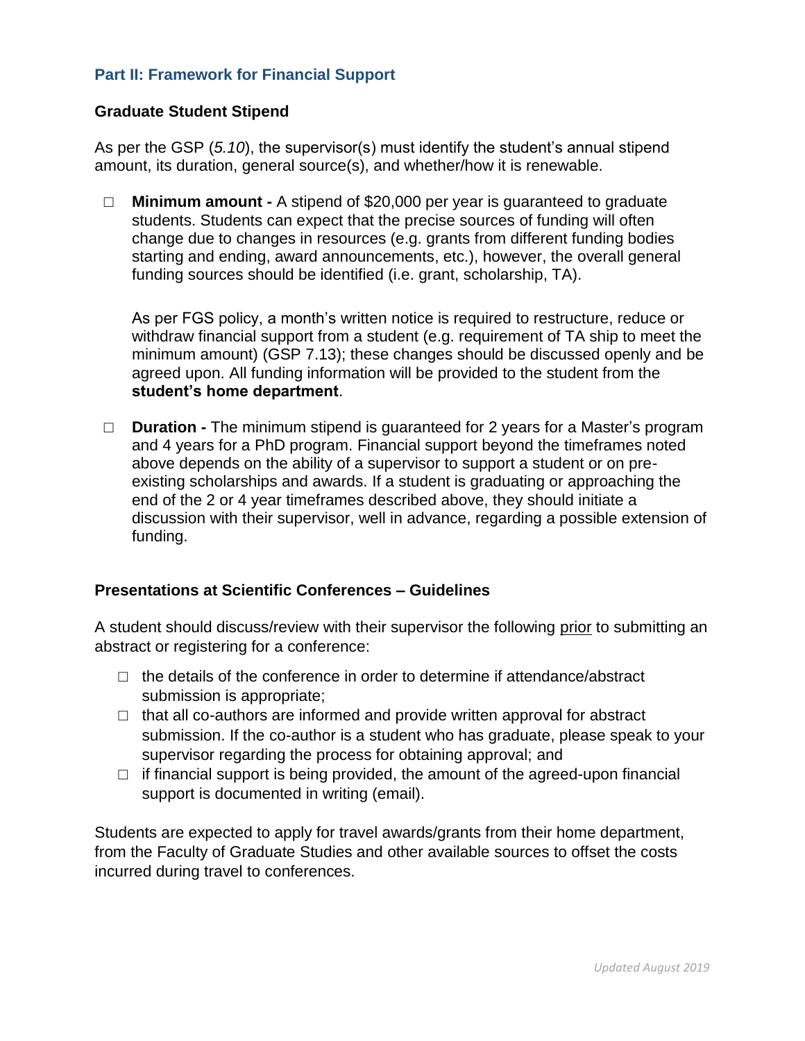## Part II: Framework for Financial Support

### Graduate Student Stipend

As per the GSP (*5.10*), the supervisor(s) must identify the student's annual stipend amount, its duration, general source(s), and whether/how it is renewable.

- ☐ **Minimum amount -** A stipend of $20,000 per year is guaranteed to graduate students. Students can expect that the precise sources of funding will often change due to changes in resources (e.g. grants from different funding bodies starting and ending, award announcements, etc.), however, the overall general funding sources should be identified (i.e. grant, scholarship, TA).

  As per FGS policy, a month's written notice is required to restructure, reduce or withdraw financial support from a student (e.g. requirement of TA ship to meet the minimum amount) (GSP 7.13); these changes should be discussed openly and be agreed upon. All funding information will be provided to the student from the **student's home department**.

- ☐ **Duration -** The minimum stipend is guaranteed for 2 years for a Master's program and 4 years for a PhD program. Financial support beyond the timeframes noted above depends on the ability of a supervisor to support a student or on pre-existing scholarships and awards. If a student is graduating or approaching the end of the 2 or 4 year timeframes described above, they should initiate a discussion with their supervisor, well in advance, regarding a possible extension of funding.

### Presentations at Scientific Conferences – Guidelines

A student should discuss/review with their supervisor the following <u>prior</u> to submitting an abstract or registering for a conference:

- ☐ the details of the conference in order to determine if attendance/abstract submission is appropriate;
- ☐ that all co-authors are informed and provide written approval for abstract submission. If the co-author is a student who has graduate, please speak to your supervisor regarding the process for obtaining approval; and
- ☐ if financial support is being provided, the amount of the agreed-upon financial support is documented in writing (email).

Students are expected to apply for travel awards/grants from their home department, from the Faculty of Graduate Studies and other available sources to offset the costs incurred during travel to conferences.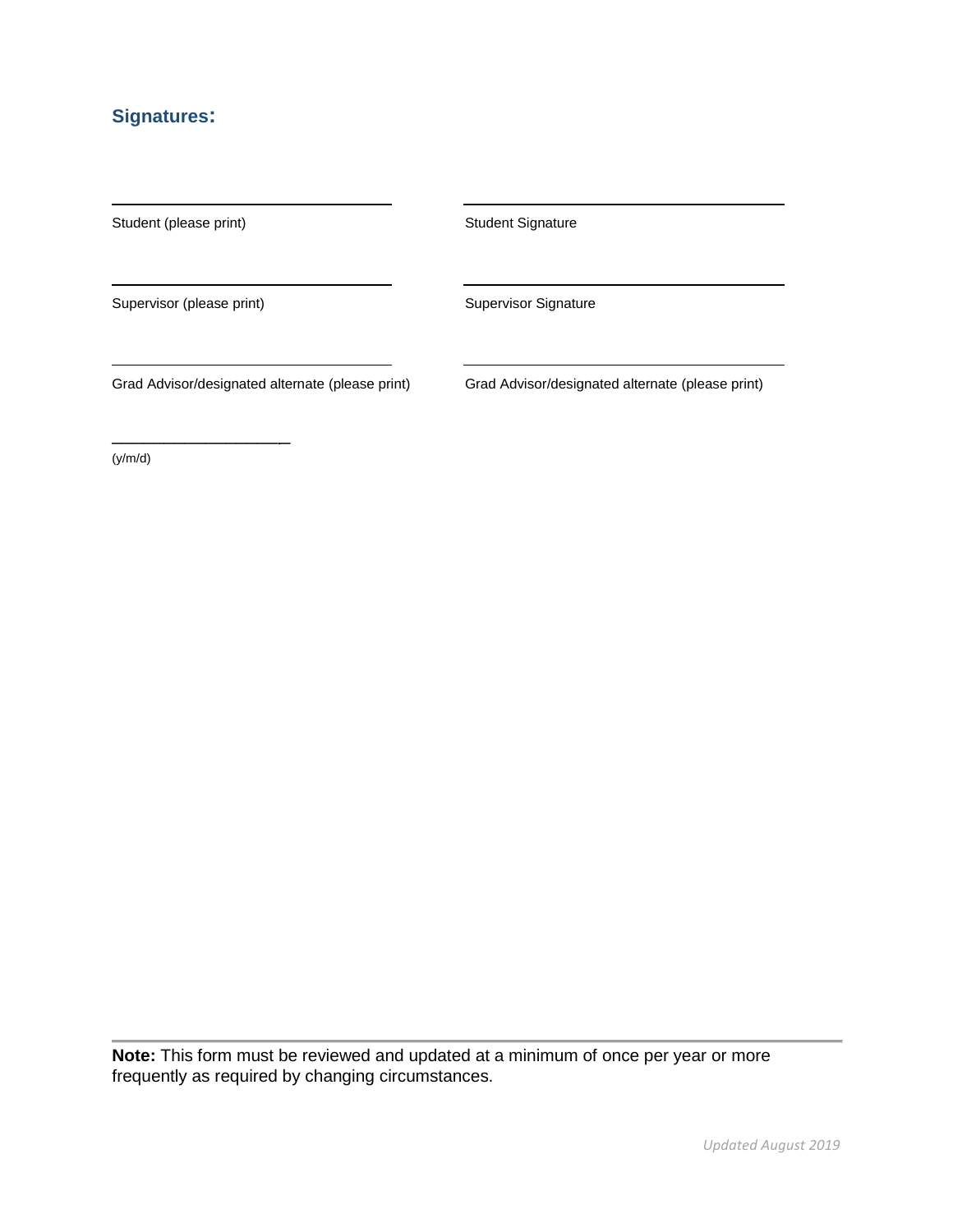## Signatures:

| | |
|---|---|
| ______________________________ | ______________________________ |
| Student (please print) | Student Signature |
| ______________________________ | ______________________________ |
| Supervisor (please print) | Supervisor Signature |
| ______________________________ | ______________________________ |
| Grad Advisor/designated alternate (please print) | Grad Advisor/designated alternate (please print) |

____________________

(y/m/d)

---

**Note:** This form must be reviewed and updated at a minimum of once per year or more frequently as required by changing circumstances.

*Updated August 2019*